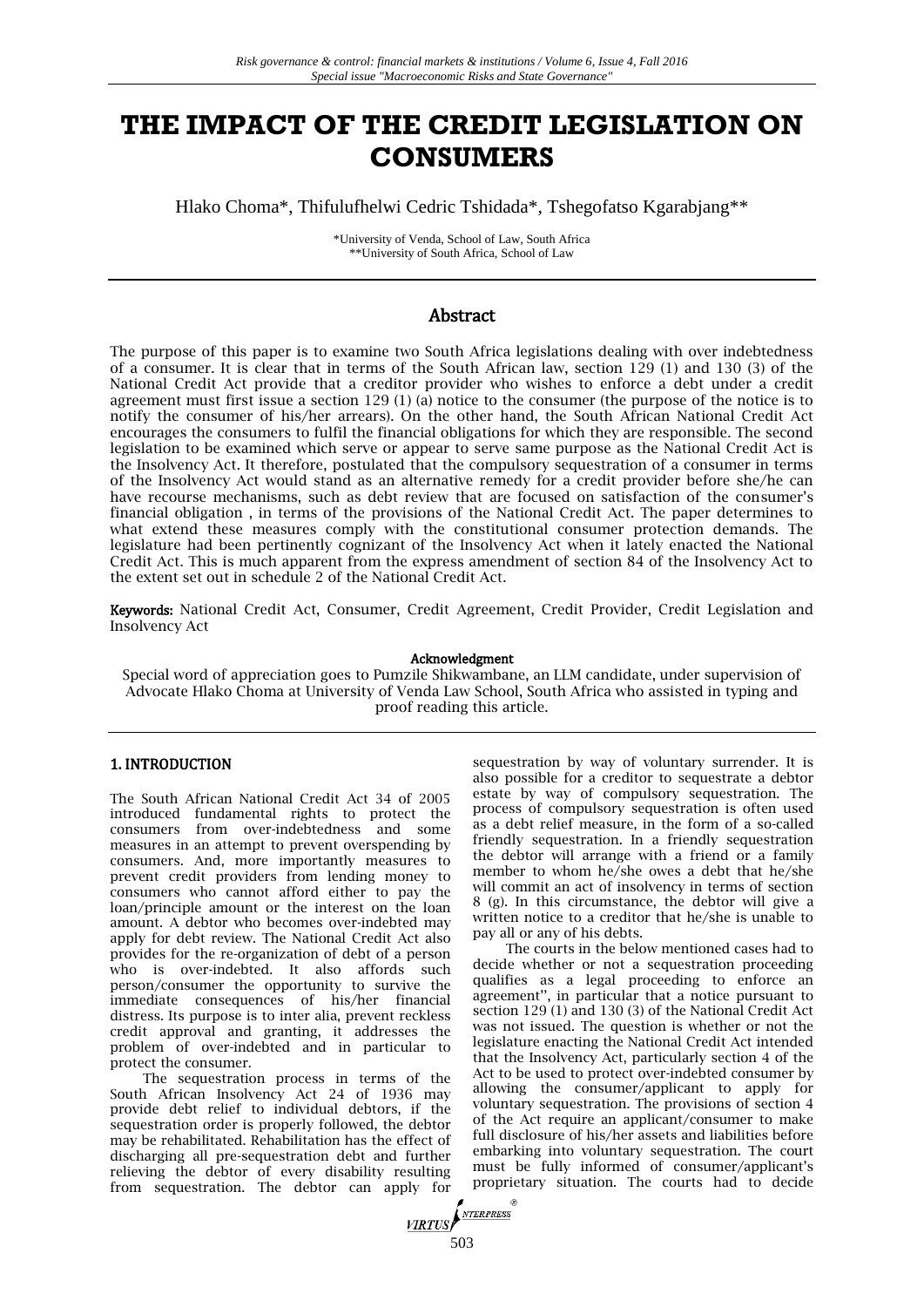# THE IMPACT OF THE CREDIT LEGISLATION ON CONSUMERS

Hlako Choma*, Thifulufhelwi Cedric Tshidada*, Tshegofatso Kgarabjang**

*University of Venda, School of Law, South Africa
**University of South Africa, School of Law

## Abstract

The purpose of this paper is to examine two South Africa legislations dealing with over indebtedness of a consumer. It is clear that in terms of the South African law, section 129 (1) and 130 (3) of the National Credit Act provide that a creditor provider who wishes to enforce a debt under a credit agreement must first issue a section 129 (1) (a) notice to the consumer (the purpose of the notice is to notify the consumer of his/her arrears). On the other hand, the South African National Credit Act encourages the consumers to fulfil the financial obligations for which they are responsible. The second legislation to be examined which serve or appear to serve same purpose as the National Credit Act is the Insolvency Act. It therefore, postulated that the compulsory sequestration of a consumer in terms of the Insolvency Act would stand as an alternative remedy for a credit provider before she/he can have recourse mechanisms, such as debt review that are focused on satisfaction of the consumer's financial obligation , in terms of the provisions of the National Credit Act. The paper determines to what extend these measures comply with the constitutional consumer protection demands. The legislature had been pertinently cognizant of the Insolvency Act when it lately enacted the National Credit Act. This is much apparent from the express amendment of section 84 of the Insolvency Act to the extent set out in schedule 2 of the National Credit Act.

**Keywords:** National Credit Act, Consumer, Credit Agreement, Credit Provider, Credit Legislation and Insolvency Act

**Acknowledgment**

Special word of appreciation goes to Pumzile Shikwambane, an LLM candidate, under supervision of Advocate Hlako Choma at University of Venda Law School, South Africa who assisted in typing and proof reading this article.

## 1. INTRODUCTION

The South African National Credit Act 34 of 2005 introduced fundamental rights to protect the consumers from over-indebtedness and some measures in an attempt to prevent overspending by consumers. And, more importantly measures to prevent credit providers from lending money to consumers who cannot afford either to pay the loan/principle amount or the interest on the loan amount. A debtor who becomes over-indebted may apply for debt review. The National Credit Act also provides for the re-organization of debt of a person who is over-indebted. It also affords such person/consumer the opportunity to survive the immediate consequences of his/her financial distress. Its purpose is to inter alia, prevent reckless credit approval and granting, it addresses the problem of over-indebted and in particular to protect the consumer.

The sequestration process in terms of the South African Insolvency Act 24 of 1936 may provide debt relief to individual debtors, if the sequestration order is properly followed, the debtor may be rehabilitated. Rehabilitation has the effect of discharging all pre-sequestration debt and further relieving the debtor of every disability resulting from sequestration. The debtor can apply for sequestration by way of voluntary surrender. It is also possible for a creditor to sequestrate a debtor estate by way of compulsory sequestration. The process of compulsory sequestration is often used as a debt relief measure, in the form of a so-called friendly sequestration. In a friendly sequestration the debtor will arrange with a friend or a family member to whom he/she owes a debt that he/she will commit an act of insolvency in terms of section 8 (g). In this circumstance, the debtor will give a written notice to a creditor that he/she is unable to pay all or any of his debts.

The courts in the below mentioned cases had to decide whether or not a sequestration proceeding qualifies as a legal proceeding to enforce an agreement'', in particular that a notice pursuant to section 129 (1) and 130 (3) of the National Credit Act was not issued. The question is whether or not the legislature enacting the National Credit Act intended that the Insolvency Act, particularly section 4 of the Act to be used to protect over-indebted consumer by allowing the consumer/applicant to apply for voluntary sequestration. The provisions of section 4 of the Act require an applicant/consumer to make full disclosure of his/her assets and liabilities before embarking into voluntary sequestration. The court must be fully informed of consumer/applicant's proprietary situation. The courts had to decide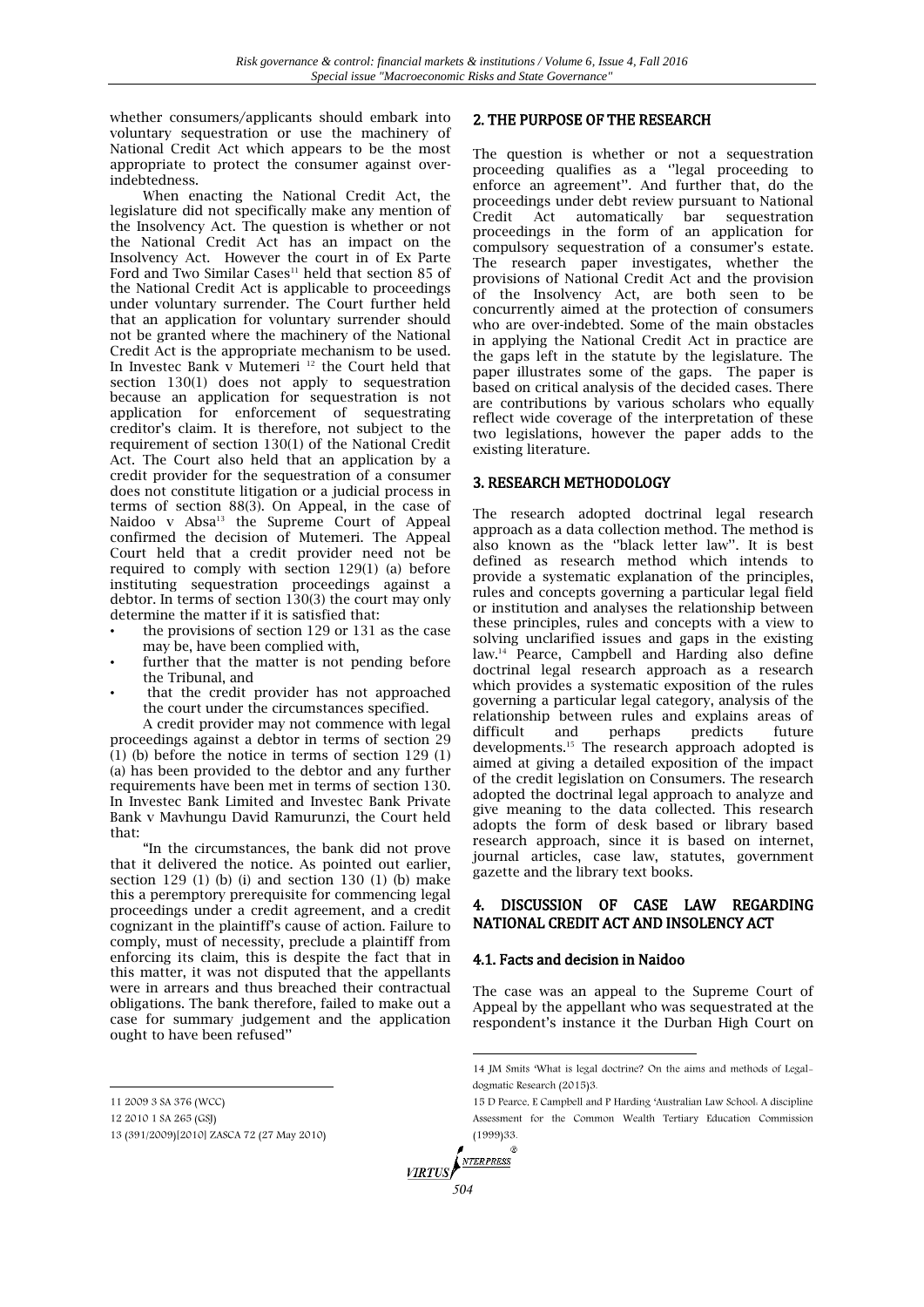whether consumers/applicants should embark into voluntary sequestration or use the machinery of National Credit Act which appears to be the most appropriate to protect the consumer against over-indebtedness.

When enacting the National Credit Act, the legislature did not specifically make any mention of the Insolvency Act. The question is whether or not the National Credit Act has an impact on the Insolvency Act. However the court in of Ex Parte Ford and Two Similar Cases[11] held that section 85 of the National Credit Act is applicable to proceedings under voluntary surrender. The Court further held that an application for voluntary surrender should not be granted where the machinery of the National Credit Act is the appropriate mechanism to be used. In Investec Bank v Mutemeri [12] the Court held that section 130(1) does not apply to sequestration because an application for sequestration is not application for enforcement of sequestrating creditor's claim. It is therefore, not subject to the requirement of section 130(1) of the National Credit Act. The Court also held that an application by a credit provider for the sequestration of a consumer does not constitute litigation or a judicial process in terms of section 88(3). On Appeal, in the case of Naidoo v Absa[13] the Supreme Court of Appeal confirmed the decision of Mutemeri. The Appeal Court held that a credit provider need not be required to comply with section 129(1) (a) before instituting sequestration proceedings against a debtor. In terms of section 130(3) the court may only determine the matter if it is satisfied that:

- the provisions of section 129 or 131 as the case may be, have been complied with,
- further that the matter is not pending before the Tribunal, and
- that the credit provider has not approached the court under the circumstances specified.

A credit provider may not commence with legal proceedings against a debtor in terms of section 29 (1) (b) before the notice in terms of section 129 (1) (a) has been provided to the debtor and any further requirements have been met in terms of section 130. In Investec Bank Limited and Investec Bank Private Bank v Mavhungu David Ramurunzi, the Court held that:

"In the circumstances, the bank did not prove that it delivered the notice. As pointed out earlier, section 129 (1) (b) (i) and section 130 (1) (b) make this a peremptory prerequisite for commencing legal proceedings under a credit agreement, and a credit cognizant in the plaintiff's cause of action. Failure to comply, must of necessity, preclude a plaintiff from enforcing its claim, this is despite the fact that in this matter, it was not disputed that the appellants were in arrears and thus breached their contractual obligations. The bank therefore, failed to make out a case for summary judgement and the application ought to have been refused"

## 2. THE PURPOSE OF THE RESEARCH

The question is whether or not a sequestration proceeding qualifies as a ''legal proceeding to enforce an agreement''. And further that, do the proceedings under debt review pursuant to National Credit Act automatically bar sequestration proceedings in the form of an application for compulsory sequestration of a consumer's estate. The research paper investigates, whether the provisions of National Credit Act and the provision of the Insolvency Act, are both seen to be concurrently aimed at the protection of consumers who are over-indebted. Some of the main obstacles in applying the National Credit Act in practice are the gaps left in the statute by the legislature. The paper illustrates some of the gaps. The paper is based on critical analysis of the decided cases. There are contributions by various scholars who equally reflect wide coverage of the interpretation of these two legislations, however the paper adds to the existing literature.

## 3. RESEARCH METHODOLOGY

The research adopted doctrinal legal research approach as a data collection method. The method is also known as the ''black letter law''. It is best defined as research method which intends to provide a systematic explanation of the principles, rules and concepts governing a particular legal field or institution and analyses the relationship between these principles, rules and concepts with a view to solving unclarified issues and gaps in the existing law.[14] Pearce, Campbell and Harding also define doctrinal legal research approach as a research which provides a systematic exposition of the rules governing a particular legal category, analysis of the relationship between rules and explains areas of difficult and perhaps predicts future developments.[15] The research approach adopted is aimed at giving a detailed exposition of the impact of the credit legislation on Consumers. The research adopted the doctrinal legal approach to analyze and give meaning to the data collected. This research adopts the form of desk based or library based research approach, since it is based on internet, journal articles, case law, statutes, government gazette and the library text books.

## 4. DISCUSSION OF CASE LAW REGARDING NATIONAL CREDIT ACT AND INSOLVENCY ACT

### 4.1. Facts and decision in Naidoo

The case was an appeal to the Supreme Court of Appeal by the appellant who was sequestrated at the respondent's instance it the Durban High Court on

---

11 2009 3 SA 376 (WCC)

12 2010 1 SA 265 (GSJ)

13 (391/2009)[2010] ZASCA 72 (27 May 2010)

14 JM Smits 'What is legal doctrine? On the aims and methods of Legal-dogmatic Research (2015)3.

15 D Pearce, E Campbell and P Harding 'Australian Law School: A discipline Assessment for the Common Wealth Tertiary Education Commission (1999)33.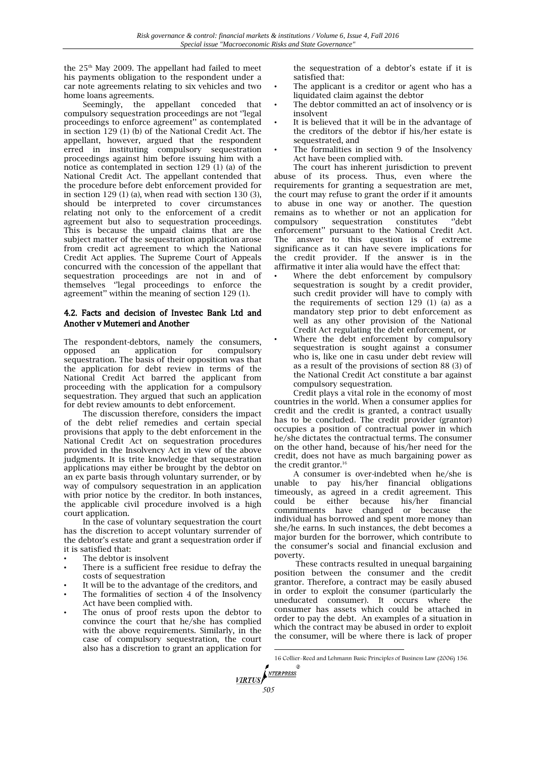the 25th May 2009. The appellant had failed to meet his payments obligation to the respondent under a car note agreements relating to six vehicles and two home loans agreements.

Seemingly, the appellant conceded that compulsory sequestration proceedings are not ''legal proceedings to enforce agreement'' as contemplated in section 129 (1) (b) of the National Credit Act. The appellant, however, argued that the respondent erred in instituting compulsory sequestration proceedings against him before issuing him with a notice as contemplated in section 129 (1) (a) of the National Credit Act. The appellant contended that the procedure before debt enforcement provided for in section 129 (1) (a), when read with section 130 (3), should be interpreted to cover circumstances relating not only to the enforcement of a credit agreement but also to sequestration proceedings. This is because the unpaid claims that are the subject matter of the sequestration application arose from credit act agreement to which the National Credit Act applies. The Supreme Court of Appeals concurred with the concession of the appellant that sequestration proceedings are not in and of themselves ''legal proceedings to enforce the agreement'' within the meaning of section 129 (1).

### 4.2. Facts and decision of Investec Bank Ltd and Another v Mutemeri and Another

The respondent-debtors, namely the consumers, opposed an application for compulsory sequestration. The basis of their opposition was that the application for debt review in terms of the National Credit Act barred the applicant from proceeding with the application for a compulsory sequestration. They argued that such an application for debt review amounts to debt enforcement.

The discussion therefore, considers the impact of the debt relief remedies and certain special provisions that apply to the debt enforcement in the National Credit Act on sequestration procedures provided in the Insolvency Act in view of the above judgments. It is trite knowledge that sequestration applications may either be brought by the debtor on an ex parte basis through voluntary surrender, or by way of compulsory sequestration in an application with prior notice by the creditor. In both instances, the applicable civil procedure involved is a high court application.

In the case of voluntary sequestration the court has the discretion to accept voluntary surrender of the debtor's estate and grant a sequestration order if it is satisfied that:

- The debtor is insolvent
- There is a sufficient free residue to defray the costs of sequestration
- It will be to the advantage of the creditors, and
- The formalities of section 4 of the Insolvency Act have been complied with.
- The onus of proof rests upon the debtor to convince the court that he/she has complied with the above requirements. Similarly, in the case of compulsory sequestration, the court also has a discretion to grant an application for the sequestration of a debtor's estate if it is satisfied that:
- The applicant is a creditor or agent who has a liquidated claim against the debtor
- The debtor committed an act of insolvency or is insolvent
- It is believed that it will be in the advantage of the creditors of the debtor if his/her estate is sequestrated, and
- The formalities in section 9 of the Insolvency Act have been complied with.

The court has inherent jurisdiction to prevent abuse of its process. Thus, even where the requirements for granting a sequestration are met, the court may refuse to grant the order if it amounts to abuse in one way or another. The question remains as to whether or not an application for compulsory sequestration constitutes ''debt enforcement'' pursuant to the National Credit Act. The answer to this question is of extreme significance as it can have severe implications for the credit provider. If the answer is in the affirmative it inter alia would have the effect that:

- Where the debt enforcement by compulsory sequestration is sought by a credit provider, such credit provider will have to comply with the requirements of section 129 (1) (a) as a mandatory step prior to debt enforcement as well as any other provision of the National Credit Act regulating the debt enforcement, or
- Where the debt enforcement by compulsory sequestration is sought against a consumer who is, like one in casu under debt review will as a result of the provisions of section 88 (3) of the National Credit Act constitute a bar against compulsory sequestration.

Credit plays a vital role in the economy of most countries in the world. When a consumer applies for credit and the credit is granted, a contract usually has to be concluded. The credit provider (grantor) occupies a position of contractual power in which he/she dictates the contractual terms. The consumer on the other hand, because of his/her need for the credit, does not have as much bargaining power as the credit grantor.[16]

A consumer is over-indebted when he/she is unable to pay his/her financial obligations timeously, as agreed in a credit agreement. This could be either because his/her financial commitments have changed or because the individual has borrowed and spent more money than she/he earns. In such instances, the debt becomes a major burden for the borrower, which contribute to the consumer's social and financial exclusion and poverty.

These contracts resulted in unequal bargaining position between the consumer and the credit grantor. Therefore, a contract may be easily abused in order to exploit the consumer (particularly the uneducated consumer). It occurs where the consumer has assets which could be attached in order to pay the debt. An examples of a situation in which the contract may be abused in order to exploit the consumer, will be where there is lack of proper

---

16 Collier-Reed and Lehmann Basic Principles of Business Law (2006) 156.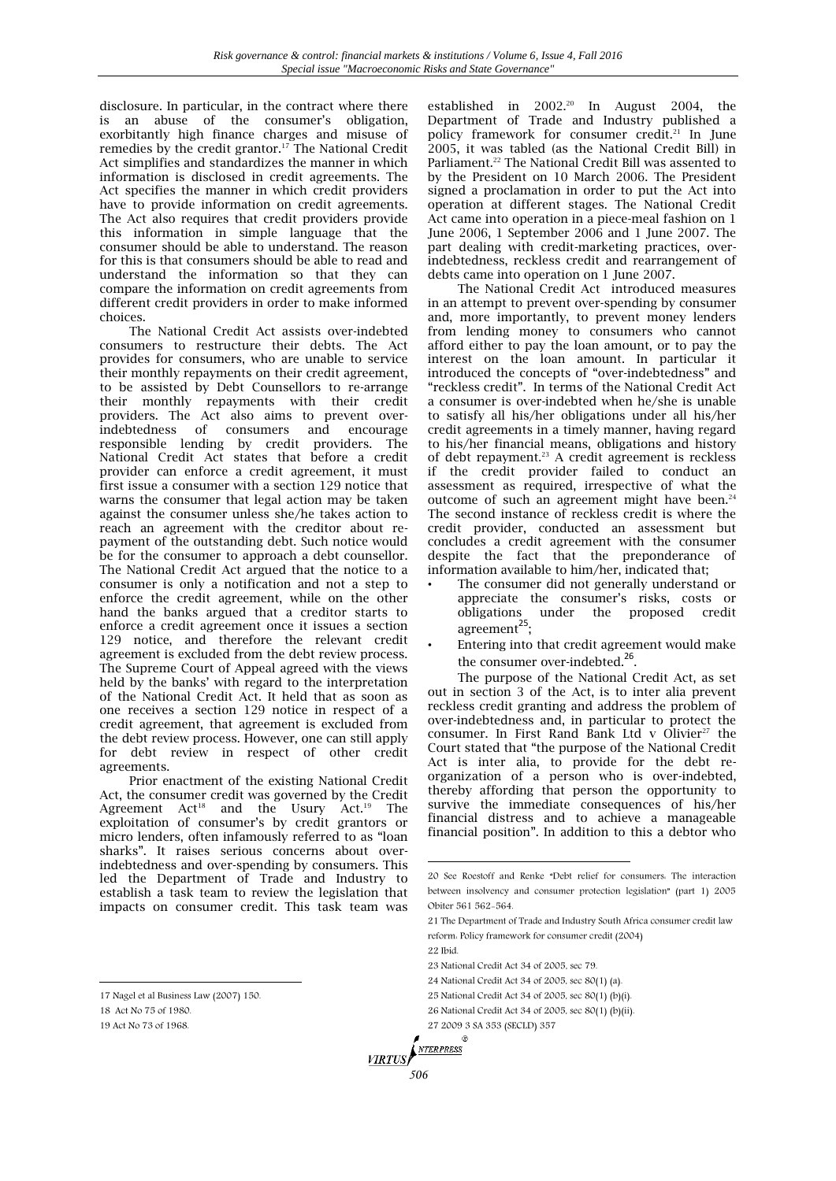disclosure. In particular, in the contract where there is an abuse of the consumer's obligation, exorbitantly high finance charges and misuse of remedies by the credit grantor.[17] The National Credit Act simplifies and standardizes the manner in which information is disclosed in credit agreements. The Act specifies the manner in which credit providers have to provide information on credit agreements. The Act also requires that credit providers provide this information in simple language that the consumer should be able to understand. The reason for this is that consumers should be able to read and understand the information so that they can compare the information on credit agreements from different credit providers in order to make informed choices.

The National Credit Act assists over-indebted consumers to restructure their debts. The Act provides for consumers, who are unable to service their monthly repayments on their credit agreement, to be assisted by Debt Counsellors to re-arrange their monthly repayments with their credit providers. The Act also aims to prevent over-indebtedness of consumers and encourage responsible lending by credit providers. The National Credit Act states that before a credit provider can enforce a credit agreement, it must first issue a consumer with a section 129 notice that warns the consumer that legal action may be taken against the consumer unless she/he takes action to reach an agreement with the creditor about re-payment of the outstanding debt. Such notice would be for the consumer to approach a debt counsellor. The National Credit Act argued that the notice to a consumer is only a notification and not a step to enforce the credit agreement, while on the other hand the banks argued that a creditor starts to enforce a credit agreement once it issues a section 129 notice, and therefore the relevant credit agreement is excluded from the debt review process. The Supreme Court of Appeal agreed with the views held by the banks' with regard to the interpretation of the National Credit Act. It held that as soon as one receives a section 129 notice in respect of a credit agreement, that agreement is excluded from the debt review process. However, one can still apply for debt review in respect of other credit agreements.

Prior enactment of the existing National Credit Act, the consumer credit was governed by the Credit Agreement Act[18] and the Usury Act.[19] The exploitation of consumer's by credit grantors or micro lenders, often infamously referred to as "loan sharks". It raises serious concerns about over-indebtedness and over-spending by consumers. This led the Department of Trade and Industry to establish a task team to review the legislation that impacts on consumer credit. This task team was established in 2002.[20] In August 2004, the Department of Trade and Industry published a policy framework for consumer credit.[21] In June 2005, it was tabled (as the National Credit Bill) in Parliament.[22] The National Credit Bill was assented to by the President on 10 March 2006. The President signed a proclamation in order to put the Act into operation at different stages. The National Credit Act came into operation in a piece-meal fashion on 1 June 2006, 1 September 2006 and 1 June 2007. The part dealing with credit-marketing practices, over-indebtedness, reckless credit and rearrangement of debts came into operation on 1 June 2007.

The National Credit Act introduced measures in an attempt to prevent over-spending by consumer and, more importantly, to prevent money lenders from lending money to consumers who cannot afford either to pay the loan amount, or to pay the interest on the loan amount. In particular it introduced the concepts of "over-indebtedness" and "reckless credit". In terms of the National Credit Act a consumer is over-indebted when he/she is unable to satisfy all his/her obligations under all his/her credit agreements in a timely manner, having regard to his/her financial means, obligations and history of debt repayment.[23] A credit agreement is reckless if the credit provider failed to conduct an assessment as required, irrespective of what the outcome of such an agreement might have been.[24] The second instance of reckless credit is where the credit provider, conducted an assessment but concludes a credit agreement with the consumer despite the fact that the preponderance of information available to him/her, indicated that;

- The consumer did not generally understand or appreciate the consumer's risks, costs or obligations under the proposed credit agreement[25];
- Entering into that credit agreement would make the consumer over-indebted.[26].

The purpose of the National Credit Act, as set out in section 3 of the Act, is to inter alia prevent reckless credit granting and address the problem of over-indebtedness and, in particular to protect the consumer. In First Rand Bank Ltd v Olivier[27] the Court stated that "the purpose of the National Credit Act is inter alia, to provide for the debt re-organization of a person who is over-indebted, thereby affording that person the opportunity to survive the immediate consequences of his/her financial distress and to achieve a manageable financial position". In addition to this a debtor who

---

17 Nagel et al Business Law (2007) 150.

18 Act No 75 of 1980.

19 Act No 73 of 1968.

20 See Roestoff and Renke "Debt relief for consumers: The interaction between insolvency and consumer protection legislation" (part 1) 2005 Obiter 561 562-564.

21 The Department of Trade and Industry South Africa consumer credit law reform: Policy framework for consumer credit (2004)

22 Ibid.

23 National Credit Act 34 of 2005, sec 79.

24 National Credit Act 34 of 2005, sec 80(1) (a).

25 National Credit Act 34 of 2005, sec 80(1) (b)(i).

26 National Credit Act 34 of 2005, sec 80(1) (b)(ii).

27 2009 3 SA 353 (SECLD) 357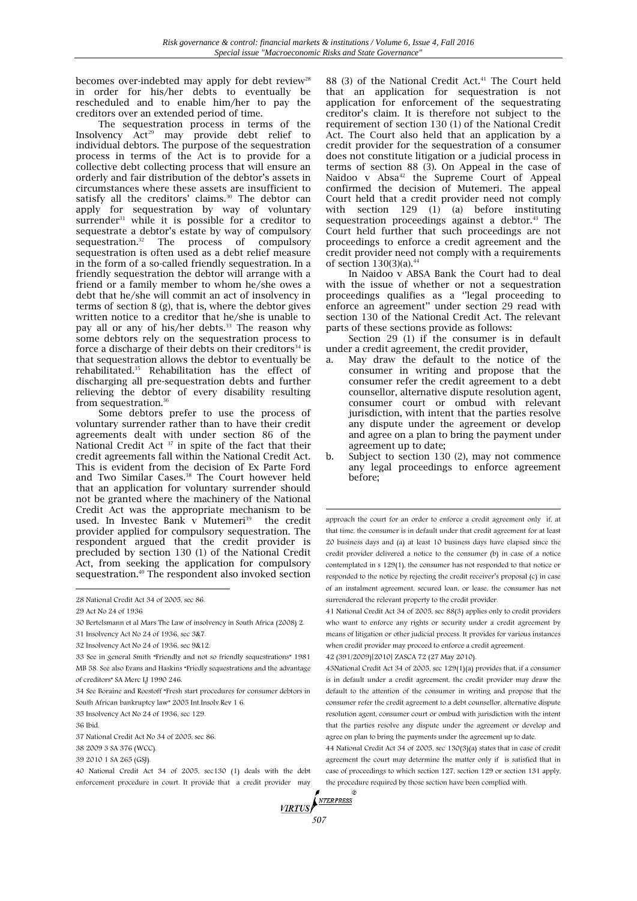becomes over-indebted may apply for debt review[28] in order for his/her debts to eventually be rescheduled and to enable him/her to pay the creditors over an extended period of time.

The sequestration process in terms of the Insolvency Act[29] may provide debt relief to individual debtors. The purpose of the sequestration process in terms of the Act is to provide for a collective debt collecting process that will ensure an orderly and fair distribution of the debtor's assets in circumstances where these assets are insufficient to satisfy all the creditors' claims.[30] The debtor can apply for sequestration by way of voluntary surrender[31] while it is possible for a creditor to sequestrate a debtor's estate by way of compulsory sequestration.[32] The process of compulsory sequestration is often used as a debt relief measure in the form of a so-called friendly sequestration. In a friendly sequestration the debtor will arrange with a friend or a family member to whom he/she owes a debt that he/she will commit an act of insolvency in terms of section 8 (g), that is, where the debtor gives written notice to a creditor that he/she is unable to pay all or any of his/her debts.[33] The reason why some debtors rely on the sequestration process to force a discharge of their debts on their creditors[34] is that sequestration allows the debtor to eventually be rehabilitated.[35] Rehabilitation has the effect of discharging all pre-sequestration debts and further relieving the debtor of every disability resulting from sequestration.[36]

Some debtors prefer to use the process of voluntary surrender rather than to have their credit agreements dealt with under section 86 of the National Credit Act [37] in spite of the fact that their credit agreements fall within the National Credit Act. This is evident from the decision of Ex Parte Ford and Two Similar Cases.[38] The Court however held that an application for voluntary surrender should not be granted where the machinery of the National Credit Act was the appropriate mechanism to be used. In Investec Bank v Mutemeri[39] the credit provider applied for compulsory sequestration. The respondent argued that the credit provider is precluded by section 130 (1) of the National Credit Act, from seeking the application for compulsory sequestration.[40] The respondent also invoked section 88 (3) of the National Credit Act.[41] The Court held that an application for sequestration is not application for enforcement of the sequestrating creditor's claim. It is therefore not subject to the requirement of section 130 (1) of the National Credit Act. The Court also held that an application by a credit provider for the sequestration of a consumer does not constitute litigation or a judicial process in terms of section 88 (3). On Appeal in the case of Naidoo v Absa[42] the Supreme Court of Appeal confirmed the decision of Mutemeri. The appeal Court held that a credit provider need not comply with section 129 (1) (a) before instituting sequestration proceedings against a debtor.[43] The Court held further that such proceedings are not proceedings to enforce a credit agreement and the credit provider need not comply with a requirements of section 130(3)(a).[44]

In Naidoo v ABSA Bank the Court had to deal with the issue of whether or not a sequestration proceedings qualifies as a ''legal proceeding to enforce an agreement'' under section 29 read with section 130 of the National Credit Act. The relevant parts of these sections provide as follows:

Section 29 (1) if the consumer is in default under a credit agreement, the credit provider,

a. May draw the default to the notice of the consumer in writing and propose that the consumer refer the credit agreement to a debt counsellor, alternative dispute resolution agent, consumer court or ombud with relevant jurisdiction, with intent that the parties resolve any dispute under the agreement or develop and agree on a plan to bring the payment under agreement up to date;
b. Subject to section 130 (2), may not commence any legal proceedings to enforce agreement before;

---

28 National Credit Act 34 of 2005, sec 86.

29 Act No 24 of 1936

30 Bertelsmann et al Mars The Law of insolvency in South Africa (2008) 2.

31 Insolvency Act No 24 of 1936, sec 3&7.

32 Insolvency Act No 24 of 1936, sec 9&12.

33 See in general Smith "Friendly and not so friendly sequestrations" 1981 MB 58. See also Evans and Haskins "Friedly sequestrations and the advantage of creditors" SA Merc LJ 1990 246.

34 See Boraine and Roestoff "Fresh start procedures for consumer debtors in South African bankruptcy law" 2005 Int.Insolv.Rev 1 6.

35 Insolvency Act No 24 of 1936, sec 129.

36 Ibid.

37 National Credit Act No 34 of 2005, sec 86.

38 2009 3 SA 376 (WCC).

39 2010 1 SA 265 (GSJ).

40 National Credit Act 34 of 2005, sec130 (1) deals with the debt enforcement procedure in court. It provide that a credit provider may approach the court for an order to enforce a credit agreement only if, at that time, the consumer is in default under that credit agreement for at least 20 business days and (a) at least 10 business days have elapsed since the credit provider delivered a notice to the consumer (b) in case of a notice contemplated in s 129(1), the consumer has not responded to that notice or responded to the notice by rejecting the credit receiver's proposal (c) in case of an instalment agreement, secured loan, or lease, the consumer has not surrendered the relevant property to the credit provider.

41 National Credit Act 34 of 2005, sec 88(3) applies only to credit providers who want to enforce any rights or security under a credit agreement by means of litigation or other judicial process. It provides for various instances when credit provider may proceed to enforce a credit agreement.

42 (391/2009)[2010] ZASCA 72 (27 May 2010).

43National Credit Act 34 of 2005, sec 129(1)(a) provides that, if a consumer is in default under a credit agreement, the credit provider may draw the default to the attention of the consumer in writing and propose that the consumer refer the credit agreement to a debt counsellor, alternative dispute resolution agent, consumer court or ombud with jurisdiction with the intent that the parties resolve any dispute under the agreement or develop and agree on plan to bring the payments under the agreement up to date.

44 National Credit Act 34 of 2005, sec 130(3)(a) states that in case of credit agreement the court may determine the matter only if is satisfied that in case of proceedings to which section 127, section 129 or section 131 apply, the procedure required by those section have been complied with.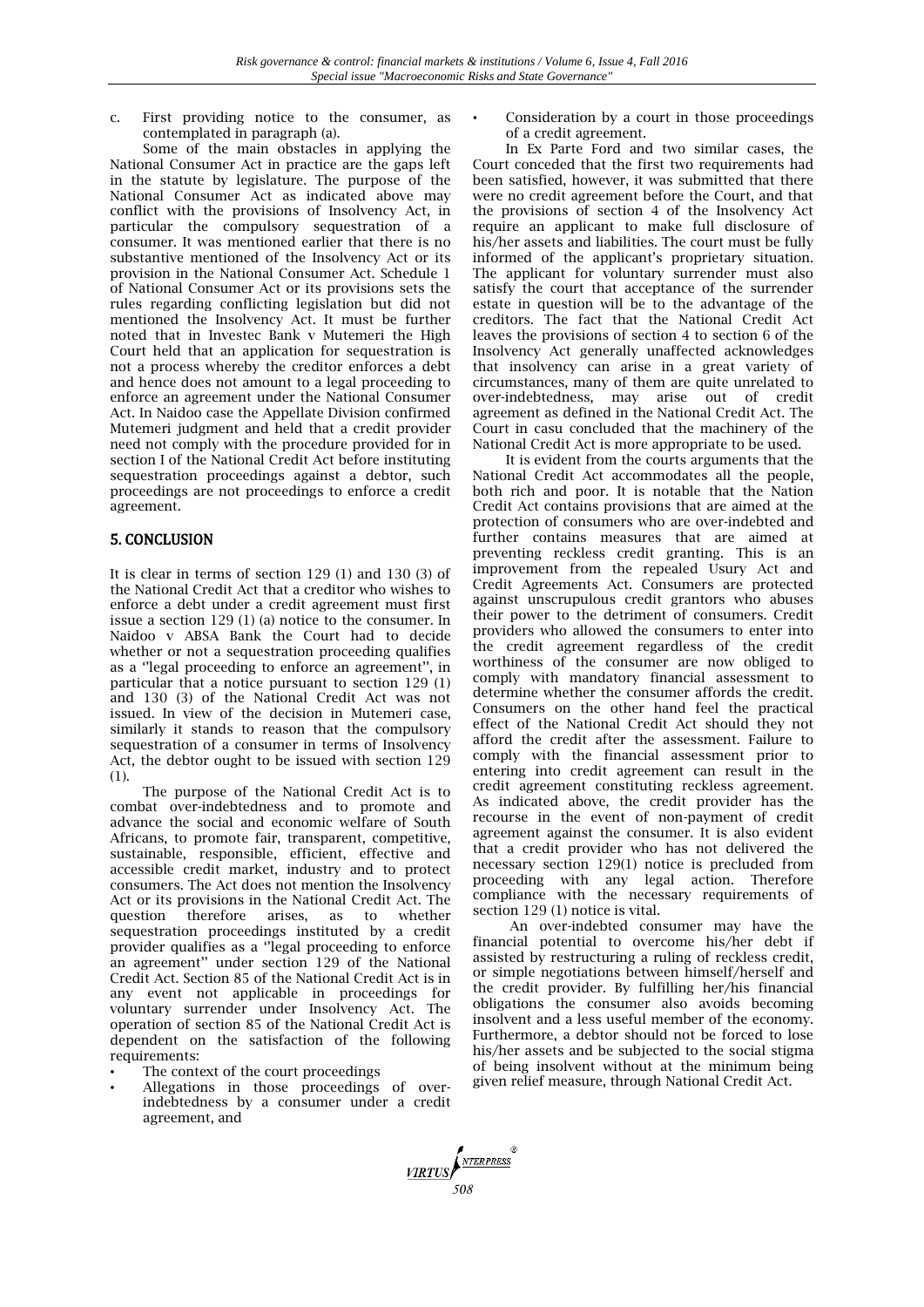c. First providing notice to the consumer, as contemplated in paragraph (a).

Some of the main obstacles in applying the National Consumer Act in practice are the gaps left in the statute by legislature. The purpose of the National Consumer Act as indicated above may conflict with the provisions of Insolvency Act, in particular the compulsory sequestration of a consumer. It was mentioned earlier that there is no substantive mentioned of the Insolvency Act or its provision in the National Consumer Act. Schedule 1 of National Consumer Act or its provisions sets the rules regarding conflicting legislation but did not mentioned the Insolvency Act. It must be further noted that in Investec Bank v Mutemeri the High Court held that an application for sequestration is not a process whereby the creditor enforces a debt and hence does not amount to a legal proceeding to enforce an agreement under the National Consumer Act. In Naidoo case the Appellate Division confirmed Mutemeri judgment and held that a credit provider need not comply with the procedure provided for in section I of the National Credit Act before instituting sequestration proceedings against a debtor, such proceedings are not proceedings to enforce a credit agreement.

## 5. CONCLUSION

It is clear in terms of section 129 (1) and 130 (3) of the National Credit Act that a creditor who wishes to enforce a debt under a credit agreement must first issue a section 129 (1) (a) notice to the consumer. In Naidoo v ABSA Bank the Court had to decide whether or not a sequestration proceeding qualifies as a ''legal proceeding to enforce an agreement'', in particular that a notice pursuant to section 129 (1) and 130 (3) of the National Credit Act was not issued. In view of the decision in Mutemeri case, similarly it stands to reason that the compulsory sequestration of a consumer in terms of Insolvency Act, the debtor ought to be issued with section 129 (1).

The purpose of the National Credit Act is to combat over-indebtedness and to promote and advance the social and economic welfare of South Africans, to promote fair, transparent, competitive, sustainable, responsible, efficient, effective and accessible credit market, industry and to protect consumers. The Act does not mention the Insolvency Act or its provisions in the National Credit Act. The question therefore arises, as to whether sequestration proceedings instituted by a credit provider qualifies as a ''legal proceeding to enforce an agreement'' under section 129 of the National Credit Act. Section 85 of the National Credit Act is in any event not applicable in proceedings for voluntary surrender under Insolvency Act. The operation of section 85 of the National Credit Act is dependent on the satisfaction of the following requirements:

- The context of the court proceedings
- Allegations in those proceedings of over-indebtedness by a consumer under a credit agreement, and
- Consideration by a court in those proceedings of a credit agreement.

In Ex Parte Ford and two similar cases, the Court conceded that the first two requirements had been satisfied, however, it was submitted that there were no credit agreement before the Court, and that the provisions of section 4 of the Insolvency Act require an applicant to make full disclosure of his/her assets and liabilities. The court must be fully informed of the applicant's proprietary situation. The applicant for voluntary surrender must also satisfy the court that acceptance of the surrender estate in question will be to the advantage of the creditors. The fact that the National Credit Act leaves the provisions of section 4 to section 6 of the Insolvency Act generally unaffected acknowledges that insolvency can arise in a great variety of circumstances, many of them are quite unrelated to over-indebtedness, may arise out of credit agreement as defined in the National Credit Act. The Court in casu concluded that the machinery of the National Credit Act is more appropriate to be used.

It is evident from the courts arguments that the National Credit Act accommodates all the people, both rich and poor. It is notable that the Nation Credit Act contains provisions that are aimed at the protection of consumers who are over-indebted and further contains measures that are aimed at preventing reckless credit granting. This is an improvement from the repealed Usury Act and Credit Agreements Act. Consumers are protected against unscrupulous credit grantors who abuses their power to the detriment of consumers. Credit providers who allowed the consumers to enter into the credit agreement regardless of the credit worthiness of the consumer are now obliged to comply with mandatory financial assessment to determine whether the consumer affords the credit. Consumers on the other hand feel the practical effect of the National Credit Act should they not afford the credit after the assessment. Failure to comply with the financial assessment prior to entering into credit agreement can result in the credit agreement constituting reckless agreement. As indicated above, the credit provider has the recourse in the event of non-payment of credit agreement against the consumer. It is also evident that a credit provider who has not delivered the necessary section 129(1) notice is precluded from proceeding with any legal action. Therefore compliance with the necessary requirements of section 129 (1) notice is vital.

An over-indebted consumer may have the financial potential to overcome his/her debt if assisted by restructuring a ruling of reckless credit, or simple negotiations between himself/herself and the credit provider. By fulfilling her/his financial obligations the consumer also avoids becoming insolvent and a less useful member of the economy. Furthermore, a debtor should not be forced to lose his/her assets and be subjected to the social stigma of being insolvent without at the minimum being given relief measure, through National Credit Act.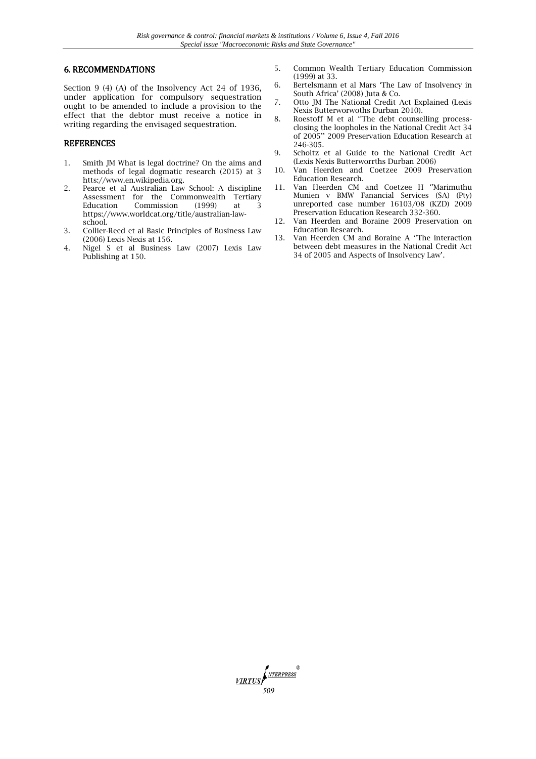## 6. RECOMMENDATIONS

Section 9 (4) (A) of the Insolvency Act 24 of 1936, under application for compulsory sequestration ought to be amended to include a provision to the effect that the debtor must receive a notice in writing regarding the envisaged sequestration.

## REFERENCES

1. Smith JM What is legal doctrine? On the aims and methods of legal dogmatic research (2015) at 3 htts://www.en.wikipedia.org.
2. Pearce et al Australian Law School: A discipline Assessment for the Commonwealth Tertiary Education Commission (1999) at 3 https://www.worldcat.org/title/australian-law-school.
3. Collier-Reed et al Basic Principles of Business Law (2006) Lexis Nexis at 156.
4. Nigel S et al Business Law (2007) Lexis Law Publishing at 150.
5. Common Wealth Tertiary Education Commission (1999) at 33.
6. Bertelsmann et al Mars 'The Law of Insolvency in South Africa' (2008) Juta & Co.
7. Otto JM The National Credit Act Explained (Lexis Nexis Butterworwoths Durban 2010).
8. Roestoff M et al ''The debt counselling process-closing the loopholes in the National Credit Act 34 of 2005'' 2009 Preservation Education Research at 246-305.
9. Scholtz et al Guide to the National Credit Act (Lexis Nexis Butterworrths Durban 2006)
10. Van Heerden and Coetzee 2009 Preservation Education Research.
11. Van Heerden CM and Coetzee H ''Marimuthu Munien v BMW Fanancial Services (SA) (Pty) unreported case number 16103/08 (KZD) 2009 Preservation Education Research 332-360.
12. Van Heerden and Boraine 2009 Preservation on Education Research.
13. Van Heerden CM and Boraine A ''The interaction between debt measures in the National Credit Act 34 of 2005 and Aspects of Insolvency Law'.